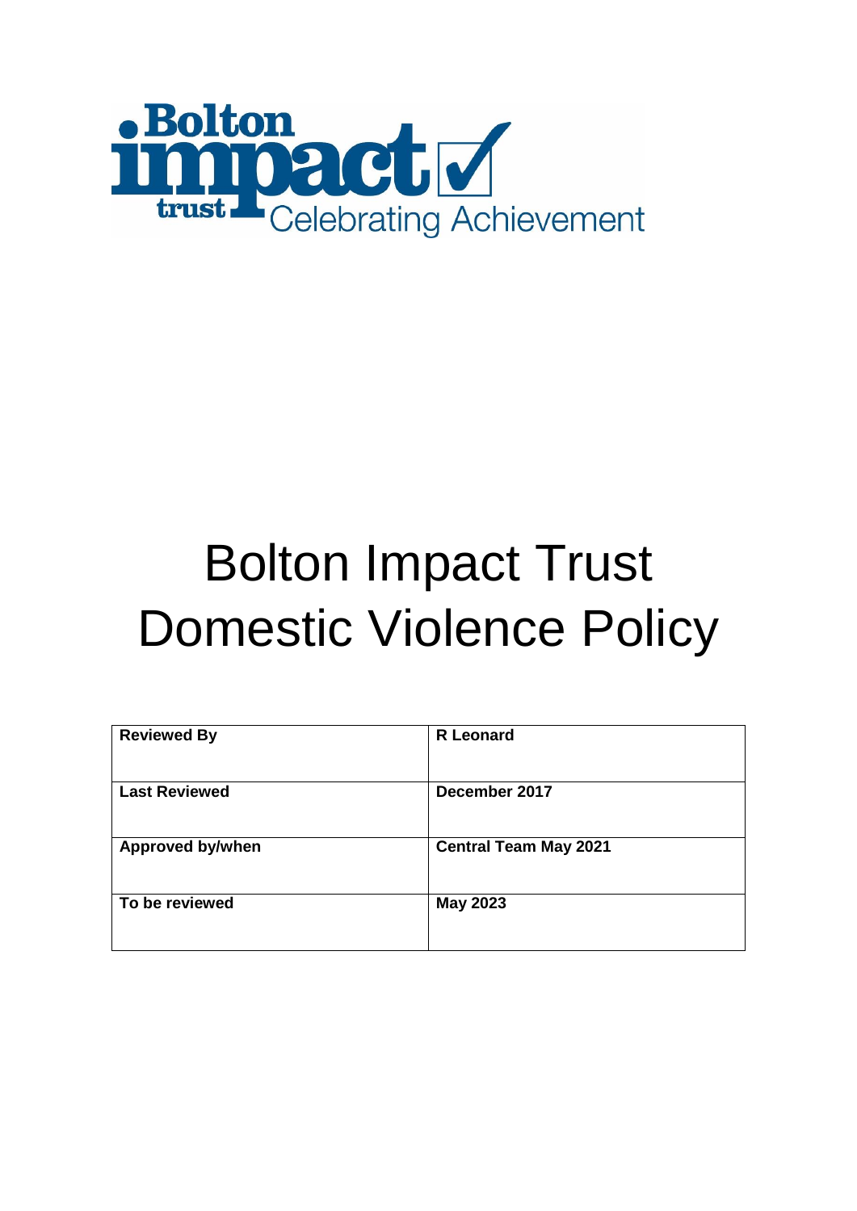Bolton impact trust Celebrating Achievement

# Bolton Impact Trust Domestic Violence Policy

| **Reviewed By** | **R Leonard** |
| --- | --- |
| **Last Reviewed** | **December 2017** |
| **Approved by/when** | **Central Team May 2021** |
| **To be reviewed** | **May 2023** |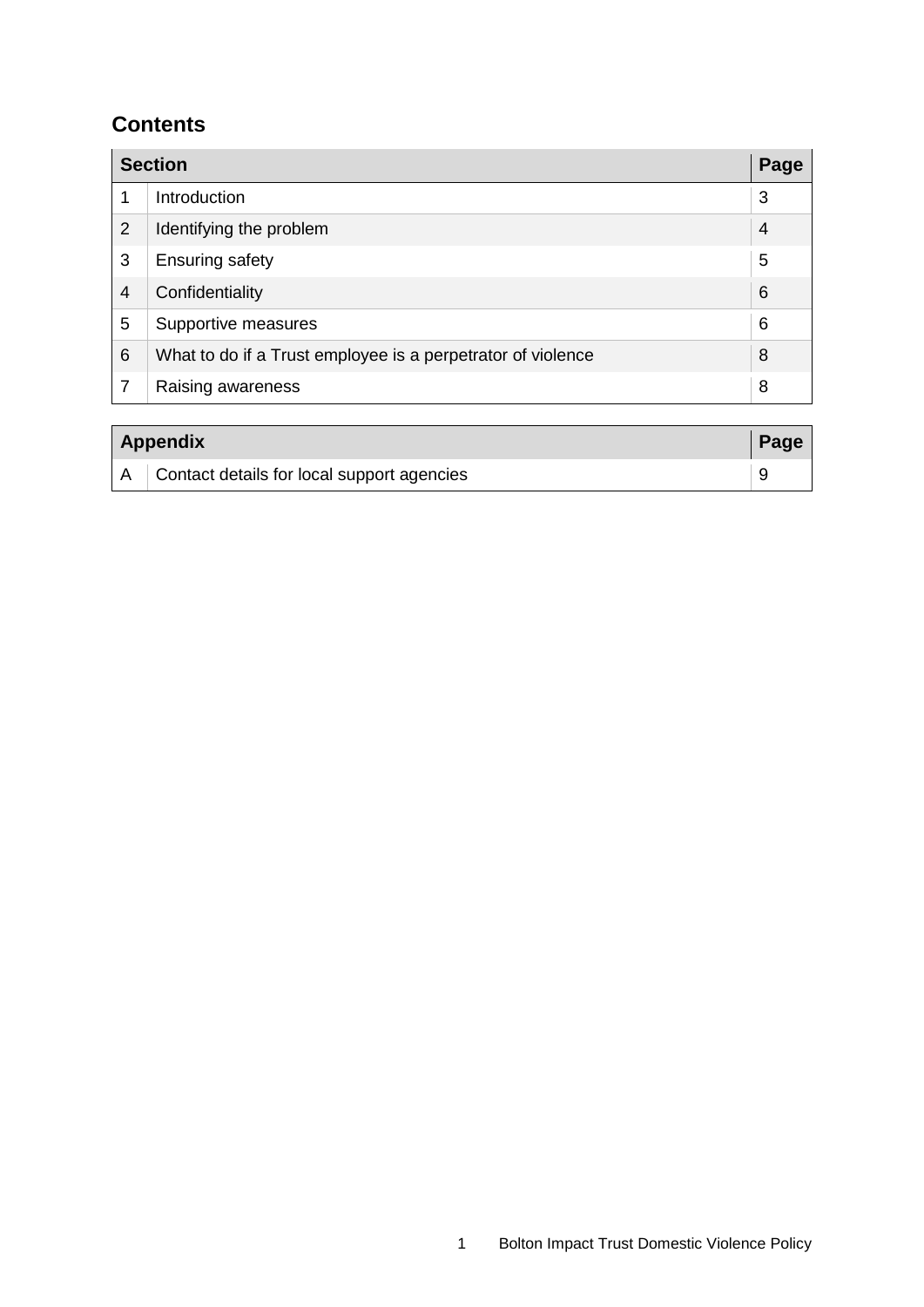## Contents

| Section | | Page |
|---|---|---|
| 1 | Introduction | 3 |
| 2 | Identifying the problem | 4 |
| 3 | Ensuring safety | 5 |
| 4 | Confidentiality | 6 |
| 5 | Supportive measures | 6 |
| 6 | What to do if a Trust employee is a perpetrator of violence | 8 |
| 7 | Raising awareness | 8 |

| Appendix | | Page |
|---|---|---|
| A | Contact details for local support agencies | 9 |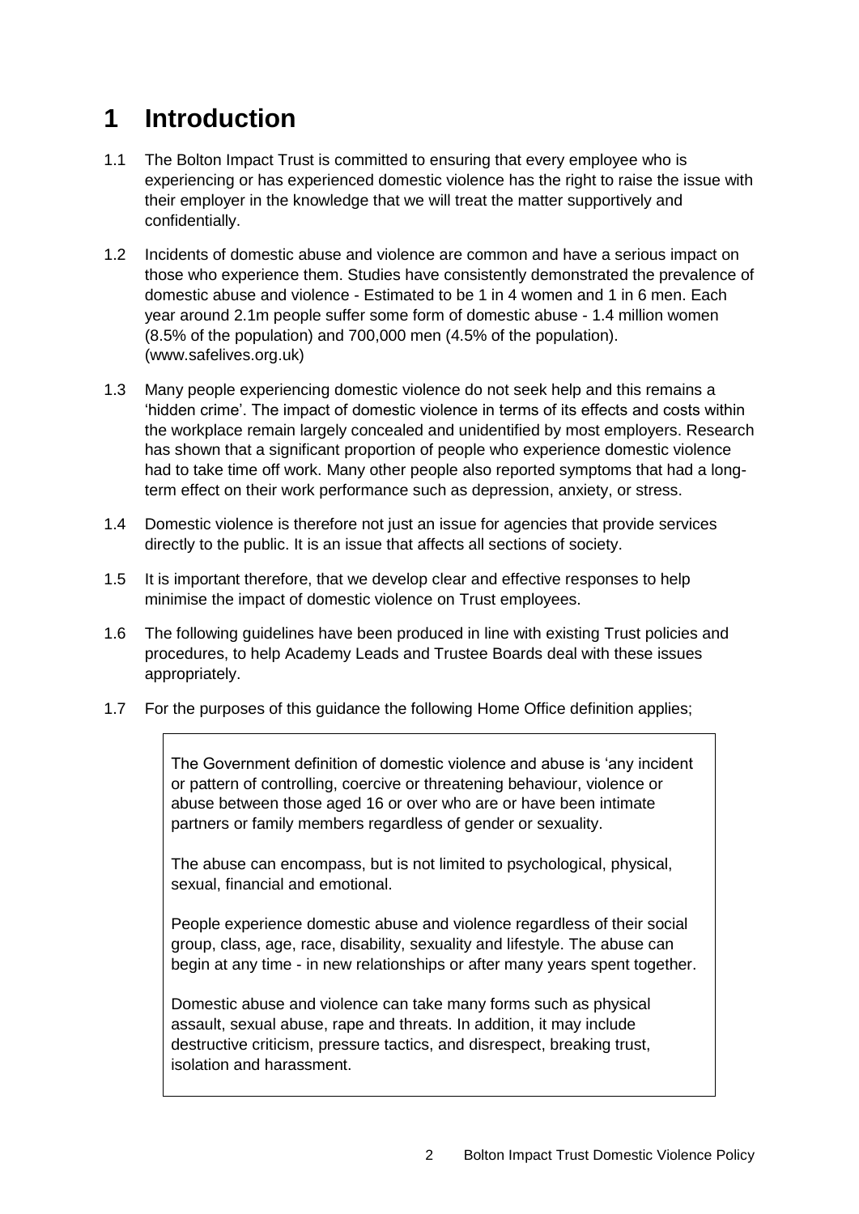# 1 Introduction

1.1 The Bolton Impact Trust is committed to ensuring that every employee who is experiencing or has experienced domestic violence has the right to raise the issue with their employer in the knowledge that we will treat the matter supportively and confidentially.

1.2 Incidents of domestic abuse and violence are common and have a serious impact on those who experience them. Studies have consistently demonstrated the prevalence of domestic abuse and violence - Estimated to be 1 in 4 women and 1 in 6 men. Each year around 2.1m people suffer some form of domestic abuse - 1.4 million women (8.5% of the population) and 700,000 men (4.5% of the population). (www.safelives.org.uk)

1.3 Many people experiencing domestic violence do not seek help and this remains a 'hidden crime'. The impact of domestic violence in terms of its effects and costs within the workplace remain largely concealed and unidentified by most employers. Research has shown that a significant proportion of people who experience domestic violence had to take time off work. Many other people also reported symptoms that had a long-term effect on their work performance such as depression, anxiety, or stress.

1.4 Domestic violence is therefore not just an issue for agencies that provide services directly to the public. It is an issue that affects all sections of society.

1.5 It is important therefore, that we develop clear and effective responses to help minimise the impact of domestic violence on Trust employees.

1.6 The following guidelines have been produced in line with existing Trust policies and procedures, to help Academy Leads and Trustee Boards deal with these issues appropriately.

1.7 For the purposes of this guidance the following Home Office definition applies;

> The Government definition of domestic violence and abuse is 'any incident or pattern of controlling, coercive or threatening behaviour, violence or abuse between those aged 16 or over who are or have been intimate partners or family members regardless of gender or sexuality.
>
> The abuse can encompass, but is not limited to psychological, physical, sexual, financial and emotional.
>
> People experience domestic abuse and violence regardless of their social group, class, age, race, disability, sexuality and lifestyle. The abuse can begin at any time - in new relationships or after many years spent together.
>
> Domestic abuse and violence can take many forms such as physical assault, sexual abuse, rape and threats. In addition, it may include destructive criticism, pressure tactics, and disrespect, breaking trust, isolation and harassment.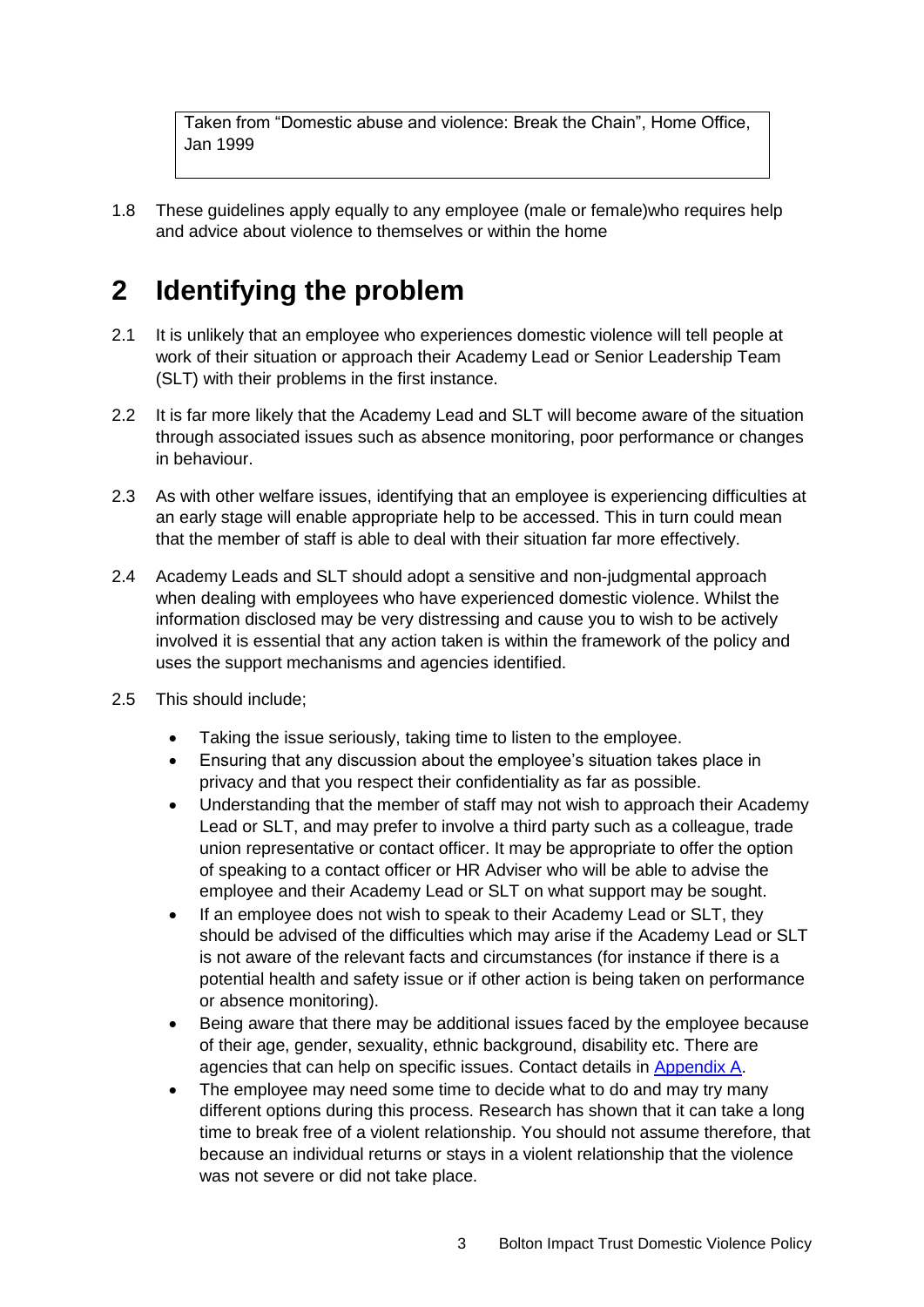Taken from "Domestic abuse and violence: Break the Chain", Home Office, Jan 1999

1.8 These guidelines apply equally to any employee (male or female)who requires help and advice about violence to themselves or within the home

# 2 Identifying the problem

2.1 It is unlikely that an employee who experiences domestic violence will tell people at work of their situation or approach their Academy Lead or Senior Leadership Team (SLT) with their problems in the first instance.

2.2 It is far more likely that the Academy Lead and SLT will become aware of the situation through associated issues such as absence monitoring, poor performance or changes in behaviour.

2.3 As with other welfare issues, identifying that an employee is experiencing difficulties at an early stage will enable appropriate help to be accessed. This in turn could mean that the member of staff is able to deal with their situation far more effectively.

2.4 Academy Leads and SLT should adopt a sensitive and non-judgmental approach when dealing with employees who have experienced domestic violence. Whilst the information disclosed may be very distressing and cause you to wish to be actively involved it is essential that any action taken is within the framework of the policy and uses the support mechanisms and agencies identified.

2.5 This should include;

- Taking the issue seriously, taking time to listen to the employee.
- Ensuring that any discussion about the employee's situation takes place in privacy and that you respect their confidentiality as far as possible.
- Understanding that the member of staff may not wish to approach their Academy Lead or SLT, and may prefer to involve a third party such as a colleague, trade union representative or contact officer. It may be appropriate to offer the option of speaking to a contact officer or HR Adviser who will be able to advise the employee and their Academy Lead or SLT on what support may be sought.
- If an employee does not wish to speak to their Academy Lead or SLT, they should be advised of the difficulties which may arise if the Academy Lead or SLT is not aware of the relevant facts and circumstances (for instance if there is a potential health and safety issue or if other action is being taken on performance or absence monitoring).
- Being aware that there may be additional issues faced by the employee because of their age, gender, sexuality, ethnic background, disability etc. There are agencies that can help on specific issues. Contact details in Appendix A.
- The employee may need some time to decide what to do and may try many different options during this process. Research has shown that it can take a long time to break free of a violent relationship. You should not assume therefore, that because an individual returns or stays in a violent relationship that the violence was not severe or did not take place.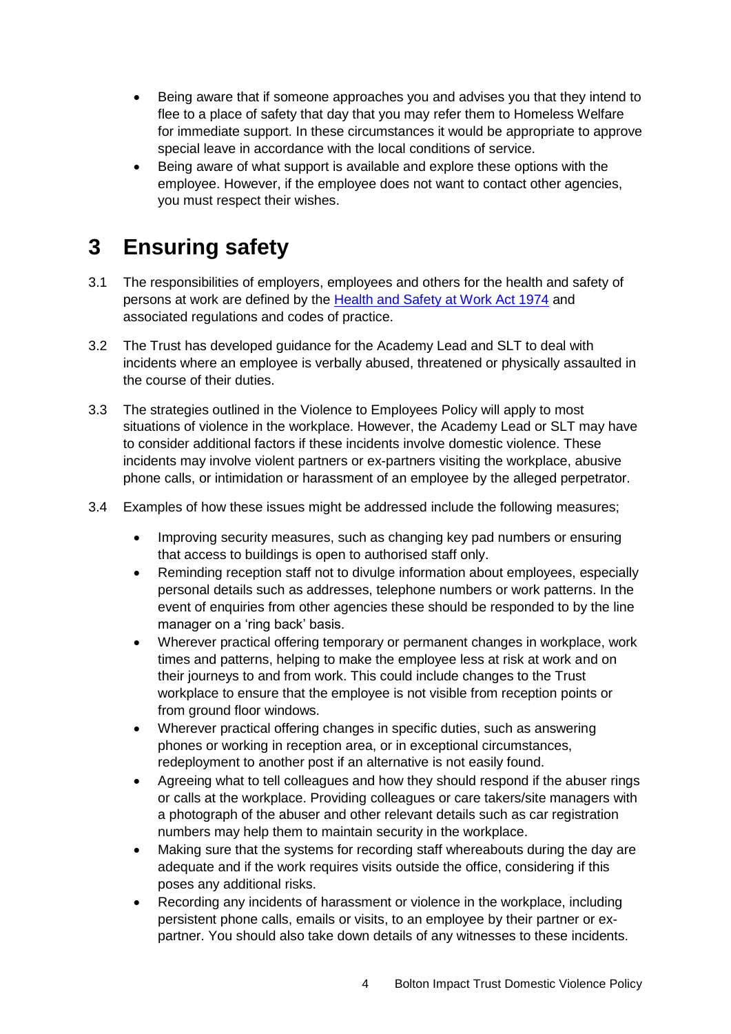- Being aware that if someone approaches you and advises you that they intend to flee to a place of safety that day that you may refer them to Homeless Welfare for immediate support. In these circumstances it would be appropriate to approve special leave in accordance with the local conditions of service.
- Being aware of what support is available and explore these options with the employee. However, if the employee does not want to contact other agencies, you must respect their wishes.

# 3 Ensuring safety

3.1 The responsibilities of employers, employees and others for the health and safety of persons at work are defined by the Health and Safety at Work Act 1974 and associated regulations and codes of practice.

3.2 The Trust has developed guidance for the Academy Lead and SLT to deal with incidents where an employee is verbally abused, threatened or physically assaulted in the course of their duties.

3.3 The strategies outlined in the Violence to Employees Policy will apply to most situations of violence in the workplace. However, the Academy Lead or SLT may have to consider additional factors if these incidents involve domestic violence. These incidents may involve violent partners or ex-partners visiting the workplace, abusive phone calls, or intimidation or harassment of an employee by the alleged perpetrator.

3.4 Examples of how these issues might be addressed include the following measures;

- Improving security measures, such as changing key pad numbers or ensuring that access to buildings is open to authorised staff only.
- Reminding reception staff not to divulge information about employees, especially personal details such as addresses, telephone numbers or work patterns. In the event of enquiries from other agencies these should be responded to by the line manager on a 'ring back' basis.
- Wherever practical offering temporary or permanent changes in workplace, work times and patterns, helping to make the employee less at risk at work and on their journeys to and from work. This could include changes to the Trust workplace to ensure that the employee is not visible from reception points or from ground floor windows.
- Wherever practical offering changes in specific duties, such as answering phones or working in reception area, or in exceptional circumstances, redeployment to another post if an alternative is not easily found.
- Agreeing what to tell colleagues and how they should respond if the abuser rings or calls at the workplace. Providing colleagues or care takers/site managers with a photograph of the abuser and other relevant details such as car registration numbers may help them to maintain security in the workplace.
- Making sure that the systems for recording staff whereabouts during the day are adequate and if the work requires visits outside the office, considering if this poses any additional risks.
- Recording any incidents of harassment or violence in the workplace, including persistent phone calls, emails or visits, to an employee by their partner or ex-partner. You should also take down details of any witnesses to these incidents.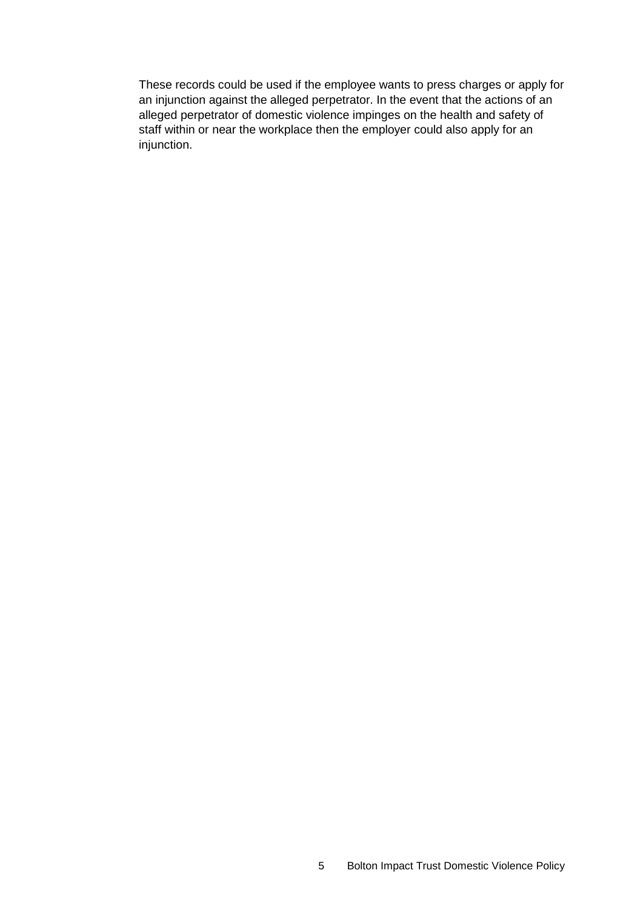These records could be used if the employee wants to press charges or apply for an injunction against the alleged perpetrator. In the event that the actions of an alleged perpetrator of domestic violence impinges on the health and safety of staff within or near the workplace then the employer could also apply for an injunction.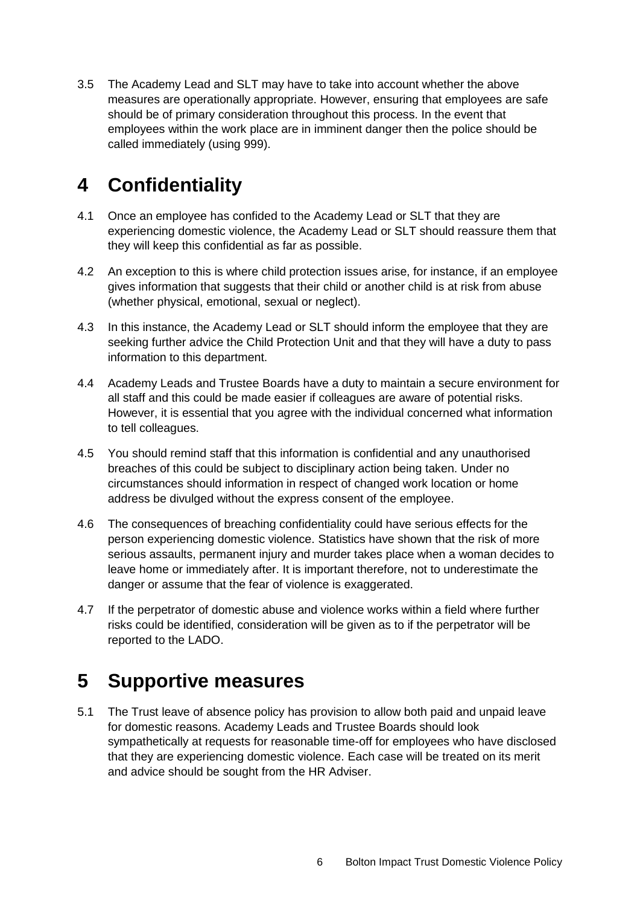3.5 The Academy Lead and SLT may have to take into account whether the above measures are operationally appropriate. However, ensuring that employees are safe should be of primary consideration throughout this process. In the event that employees within the work place are in imminent danger then the police should be called immediately (using 999).

# 4 Confidentiality

4.1 Once an employee has confided to the Academy Lead or SLT that they are experiencing domestic violence, the Academy Lead or SLT should reassure them that they will keep this confidential as far as possible.

4.2 An exception to this is where child protection issues arise, for instance, if an employee gives information that suggests that their child or another child is at risk from abuse (whether physical, emotional, sexual or neglect).

4.3 In this instance, the Academy Lead or SLT should inform the employee that they are seeking further advice the Child Protection Unit and that they will have a duty to pass information to this department.

4.4 Academy Leads and Trustee Boards have a duty to maintain a secure environment for all staff and this could be made easier if colleagues are aware of potential risks. However, it is essential that you agree with the individual concerned what information to tell colleagues.

4.5 You should remind staff that this information is confidential and any unauthorised breaches of this could be subject to disciplinary action being taken. Under no circumstances should information in respect of changed work location or home address be divulged without the express consent of the employee.

4.6 The consequences of breaching confidentiality could have serious effects for the person experiencing domestic violence. Statistics have shown that the risk of more serious assaults, permanent injury and murder takes place when a woman decides to leave home or immediately after. It is important therefore, not to underestimate the danger or assume that the fear of violence is exaggerated.

4.7 If the perpetrator of domestic abuse and violence works within a field where further risks could be identified, consideration will be given as to if the perpetrator will be reported to the LADO.

# 5 Supportive measures

5.1 The Trust leave of absence policy has provision to allow both paid and unpaid leave for domestic reasons. Academy Leads and Trustee Boards should look sympathetically at requests for reasonable time-off for employees who have disclosed that they are experiencing domestic violence. Each case will be treated on its merit and advice should be sought from the HR Adviser.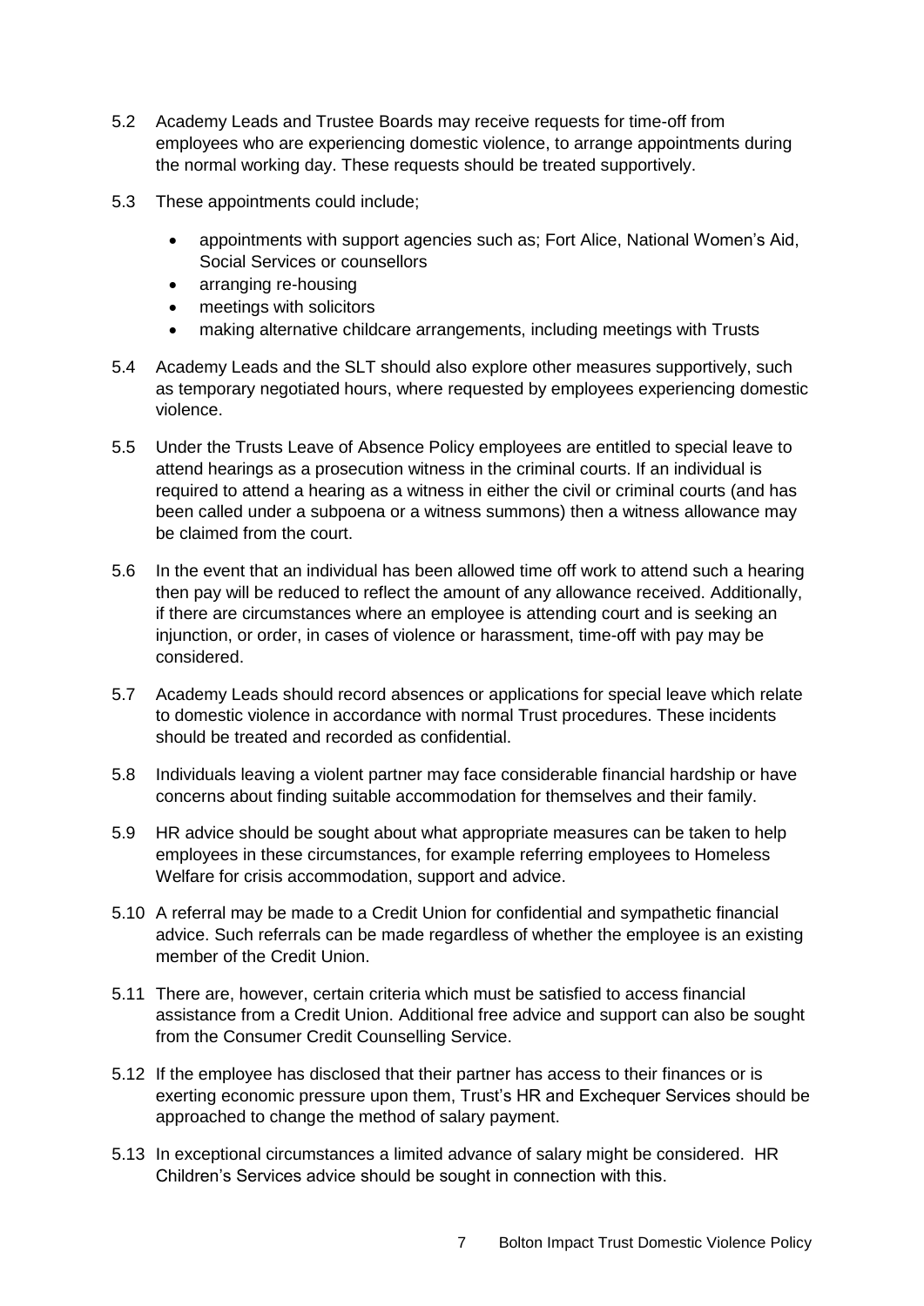5.2 Academy Leads and Trustee Boards may receive requests for time-off from employees who are experiencing domestic violence, to arrange appointments during the normal working day. These requests should be treated supportively.

5.3 These appointments could include;

- appointments with support agencies such as; Fort Alice, National Women's Aid, Social Services or counsellors
- arranging re-housing
- meetings with solicitors
- making alternative childcare arrangements, including meetings with Trusts

5.4 Academy Leads and the SLT should also explore other measures supportively, such as temporary negotiated hours, where requested by employees experiencing domestic violence.

5.5 Under the Trusts Leave of Absence Policy employees are entitled to special leave to attend hearings as a prosecution witness in the criminal courts. If an individual is required to attend a hearing as a witness in either the civil or criminal courts (and has been called under a subpoena or a witness summons) then a witness allowance may be claimed from the court.

5.6 In the event that an individual has been allowed time off work to attend such a hearing then pay will be reduced to reflect the amount of any allowance received. Additionally, if there are circumstances where an employee is attending court and is seeking an injunction, or order, in cases of violence or harassment, time-off with pay may be considered.

5.7 Academy Leads should record absences or applications for special leave which relate to domestic violence in accordance with normal Trust procedures. These incidents should be treated and recorded as confidential.

5.8 Individuals leaving a violent partner may face considerable financial hardship or have concerns about finding suitable accommodation for themselves and their family.

5.9 HR advice should be sought about what appropriate measures can be taken to help employees in these circumstances, for example referring employees to Homeless Welfare for crisis accommodation, support and advice.

5.10 A referral may be made to a Credit Union for confidential and sympathetic financial advice. Such referrals can be made regardless of whether the employee is an existing member of the Credit Union.

5.11 There are, however, certain criteria which must be satisfied to access financial assistance from a Credit Union. Additional free advice and support can also be sought from the Consumer Credit Counselling Service.

5.12 If the employee has disclosed that their partner has access to their finances or is exerting economic pressure upon them, Trust's HR and Exchequer Services should be approached to change the method of salary payment.

5.13 In exceptional circumstances a limited advance of salary might be considered. HR Children's Services advice should be sought in connection with this.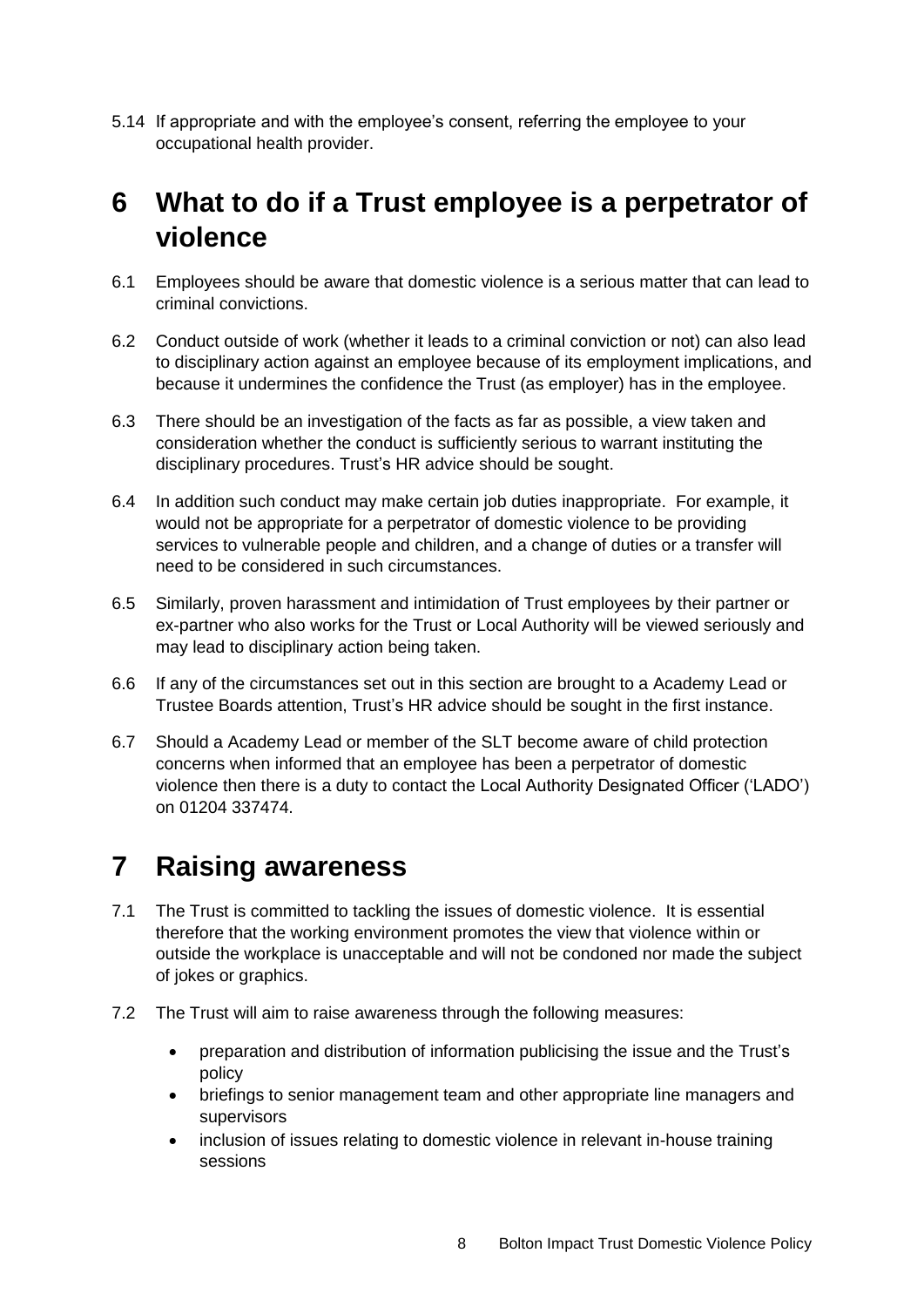5.14 If appropriate and with the employee's consent, referring the employee to your occupational health provider.

# 6 What to do if a Trust employee is a perpetrator of violence

6.1 Employees should be aware that domestic violence is a serious matter that can lead to criminal convictions.

6.2 Conduct outside of work (whether it leads to a criminal conviction or not) can also lead to disciplinary action against an employee because of its employment implications, and because it undermines the confidence the Trust (as employer) has in the employee.

6.3 There should be an investigation of the facts as far as possible, a view taken and consideration whether the conduct is sufficiently serious to warrant instituting the disciplinary procedures. Trust's HR advice should be sought.

6.4 In addition such conduct may make certain job duties inappropriate. For example, it would not be appropriate for a perpetrator of domestic violence to be providing services to vulnerable people and children, and a change of duties or a transfer will need to be considered in such circumstances.

6.5 Similarly, proven harassment and intimidation of Trust employees by their partner or ex-partner who also works for the Trust or Local Authority will be viewed seriously and may lead to disciplinary action being taken.

6.6 If any of the circumstances set out in this section are brought to a Academy Lead or Trustee Boards attention, Trust's HR advice should be sought in the first instance.

6.7 Should a Academy Lead or member of the SLT become aware of child protection concerns when informed that an employee has been a perpetrator of domestic violence then there is a duty to contact the Local Authority Designated Officer ('LADO') on 01204 337474.

# 7 Raising awareness

7.1 The Trust is committed to tackling the issues of domestic violence. It is essential therefore that the working environment promotes the view that violence within or outside the workplace is unacceptable and will not be condoned nor made the subject of jokes or graphics.

7.2 The Trust will aim to raise awareness through the following measures:

- preparation and distribution of information publicising the issue and the Trust's policy
- briefings to senior management team and other appropriate line managers and supervisors
- inclusion of issues relating to domestic violence in relevant in-house training sessions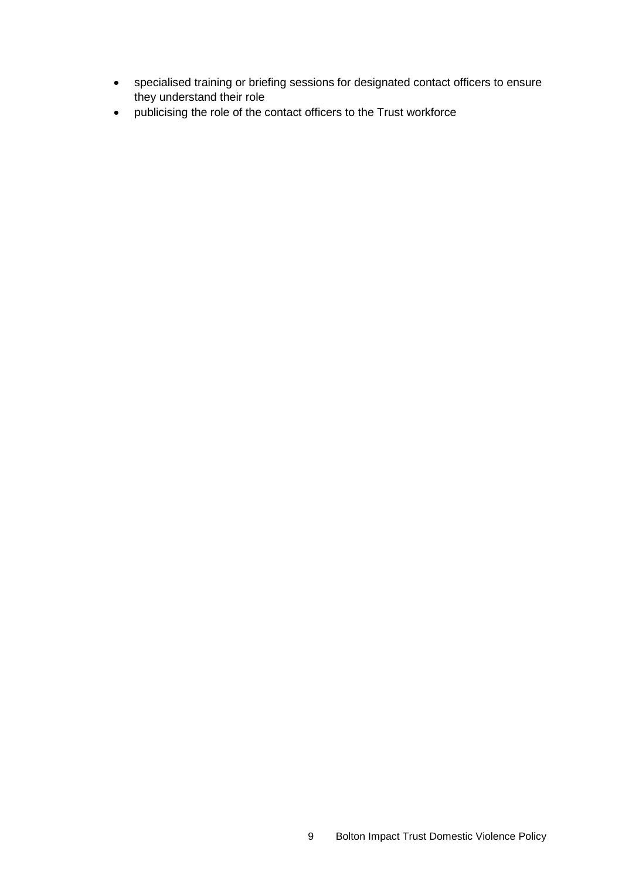- specialised training or briefing sessions for designated contact officers to ensure they understand their role
- publicising the role of the contact officers to the Trust workforce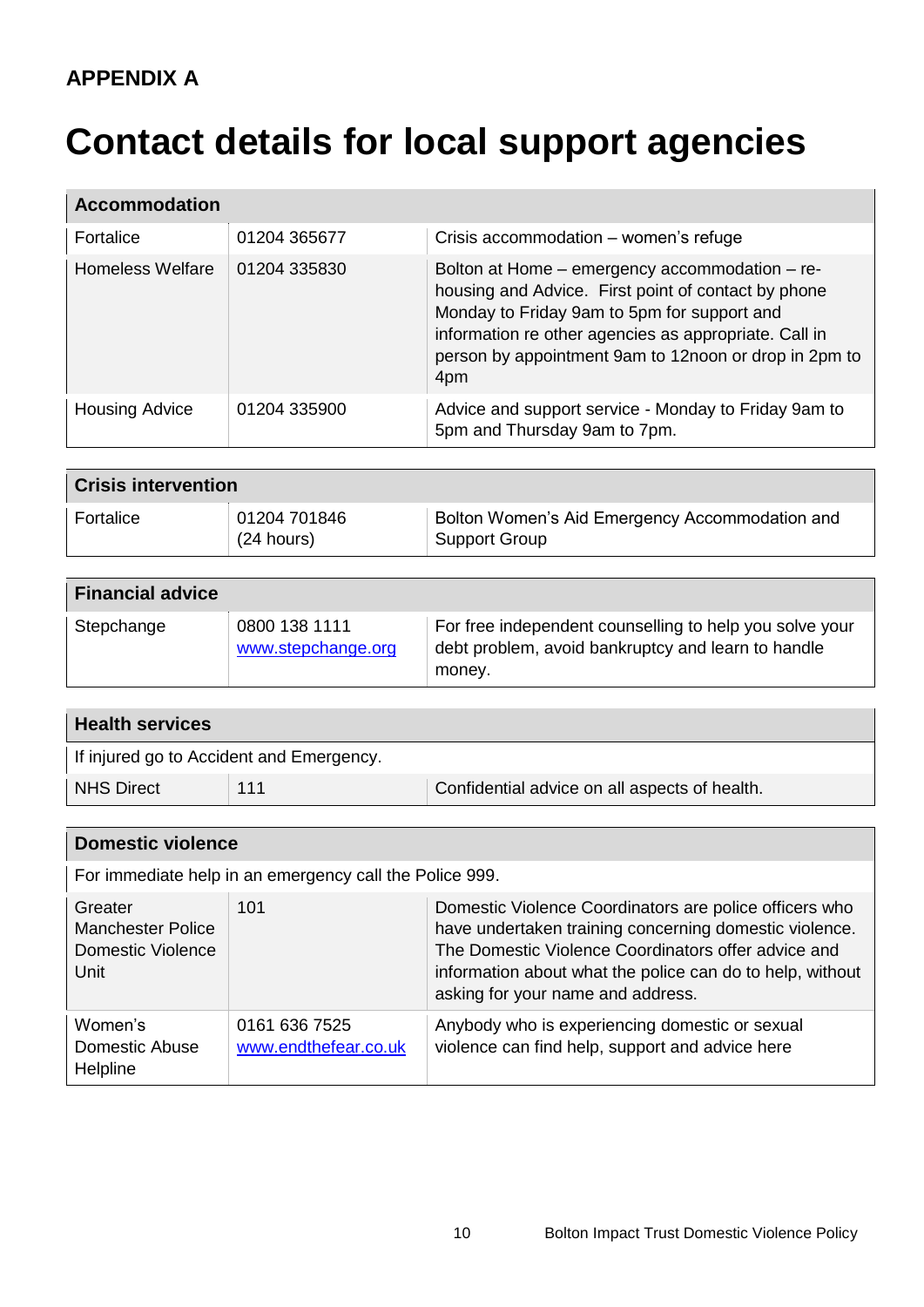**APPENDIX A**

# Contact details for local support agencies

| **Accommodation** | | |
|---|---|---|
| Fortalice | 01204 365677 | Crisis accommodation – women's refuge |
| Homeless Welfare | 01204 335830 | Bolton at Home – emergency accommodation – re-housing and Advice. First point of contact by phone Monday to Friday 9am to 5pm for support and information re other agencies as appropriate. Call in person by appointment 9am to 12noon or drop in 2pm to 4pm |
| Housing Advice | 01204 335900 | Advice and support service - Monday to Friday 9am to 5pm and Thursday 9am to 7pm. |

| **Crisis intervention** | | |
|---|---|---|
| Fortalice | 01204 701846 (24 hours) | Bolton Women's Aid Emergency Accommodation and Support Group |

| **Financial advice** | | |
|---|---|---|
| Stepchange | 0800 138 1111 www.stepchange.org | For free independent counselling to help you solve your debt problem, avoid bankruptcy and learn to handle money. |

| **Health services** | | |
|---|---|---|
| If injured go to Accident and Emergency. | | |
| NHS Direct | 111 | Confidential advice on all aspects of health. |

| **Domestic violence** | | |
|---|---|---|
| For immediate help in an emergency call the Police 999. | | |
| Greater Manchester Police Domestic Violence Unit | 101 | Domestic Violence Coordinators are police officers who have undertaken training concerning domestic violence. The Domestic Violence Coordinators offer advice and information about what the police can do to help, without asking for your name and address. |
| Women's Domestic Abuse Helpline | 0161 636 7525 www.endthefear.co.uk | Anybody who is experiencing domestic or sexual violence can find help, support and advice here |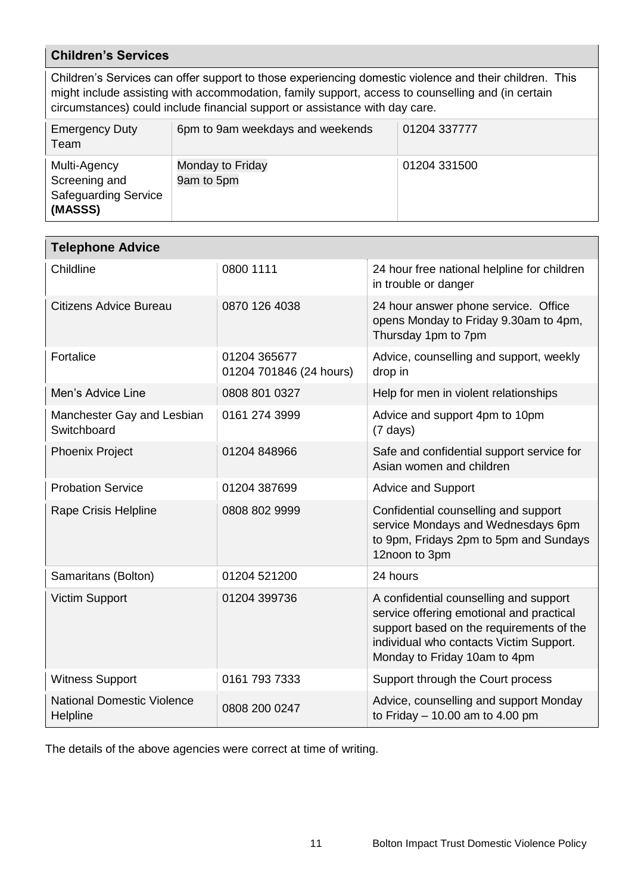## Children's Services

Children's Services can offer support to those experiencing domestic violence and their children. This might include assisting with accommodation, family support, access to counselling and (in certain circumstances) could include financial support or assistance with day care.

| | | |
|---|---|---|
| Emergency Duty Team | 6pm to 9am weekdays and weekends | 01204 337777 |
| Multi-Agency Screening and Safeguarding Service **(MASSS)** | Monday to Friday 9am to 5pm | 01204 331500 |

## Telephone Advice

| | | |
|---|---|---|
| Childline | 0800 1111 | 24 hour free national helpline for children in trouble or danger |
| Citizens Advice Bureau | 0870 126 4038 | 24 hour answer phone service. Office opens Monday to Friday 9.30am to 4pm, Thursday 1pm to 7pm |
| Fortalice | 01204 365677<br>01204 701846 (24 hours) | Advice, counselling and support, weekly drop in |
| Men's Advice Line | 0808 801 0327 | Help for men in violent relationships |
| Manchester Gay and Lesbian Switchboard | 0161 274 3999 | Advice and support 4pm to 10pm (7 days) |
| Phoenix Project | 01204 848966 | Safe and confidential support service for Asian women and children |
| Probation Service | 01204 387699 | Advice and Support |
| Rape Crisis Helpline | 0808 802 9999 | Confidential counselling and support service Mondays and Wednesdays 6pm to 9pm, Fridays 2pm to 5pm and Sundays 12noon to 3pm |
| Samaritans (Bolton) | 01204 521200 | 24 hours |
| Victim Support | 01204 399736 | A confidential counselling and support service offering emotional and practical support based on the requirements of the individual who contacts Victim Support. Monday to Friday 10am to 4pm |
| Witness Support | 0161 793 7333 | Support through the Court process |
| National Domestic Violence Helpline | 0808 200 0247 | Advice, counselling and support Monday to Friday – 10.00 am to 4.00 pm |

The details of the above agencies were correct at time of writing.